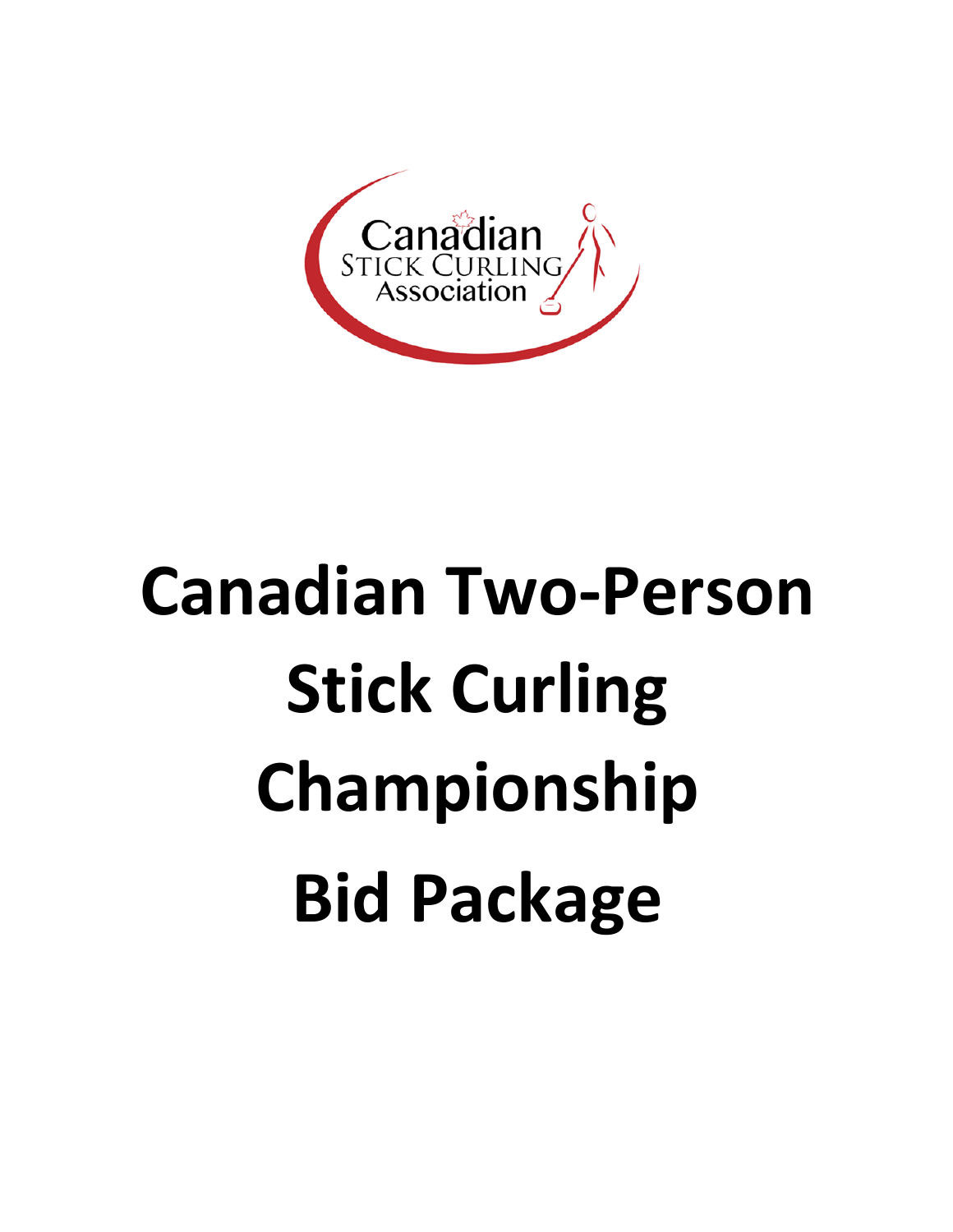Canadian Stick Curling Association

# Canadian Two-Person Stick Curling Championship Bid Package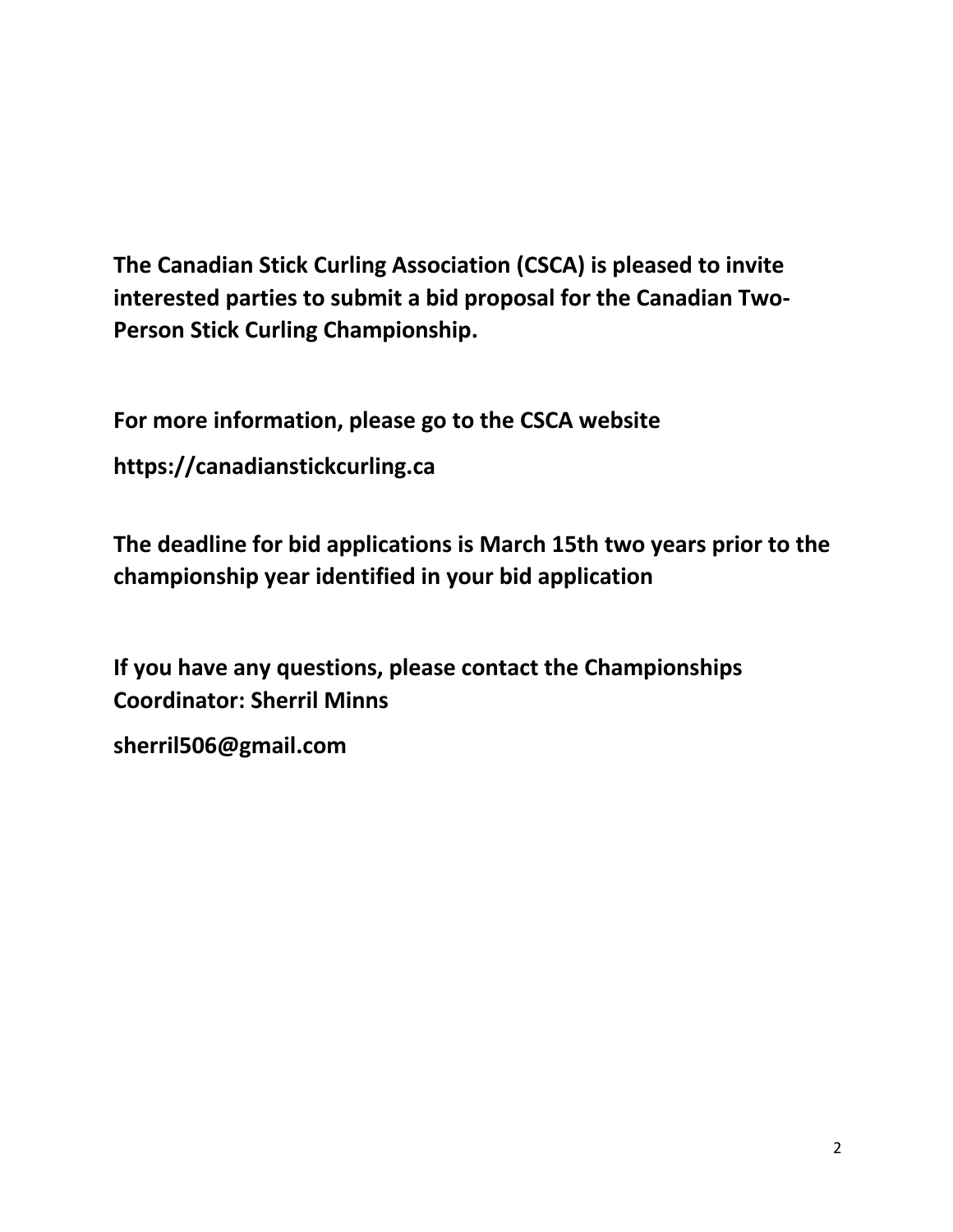**The Canadian Stick Curling Association (CSCA) is pleased to invite interested parties to submit a bid proposal for the Canadian Two-Person Stick Curling Championship.**

**For more information, please go to the CSCA website**

**https://canadianstickcurling.ca**

**The deadline for bid applications is March 15th two years prior to the championship year identified in your bid application**

**If you have any questions, please contact the Championships Coordinator: Sherril Minns**

**sherril506@gmail.com**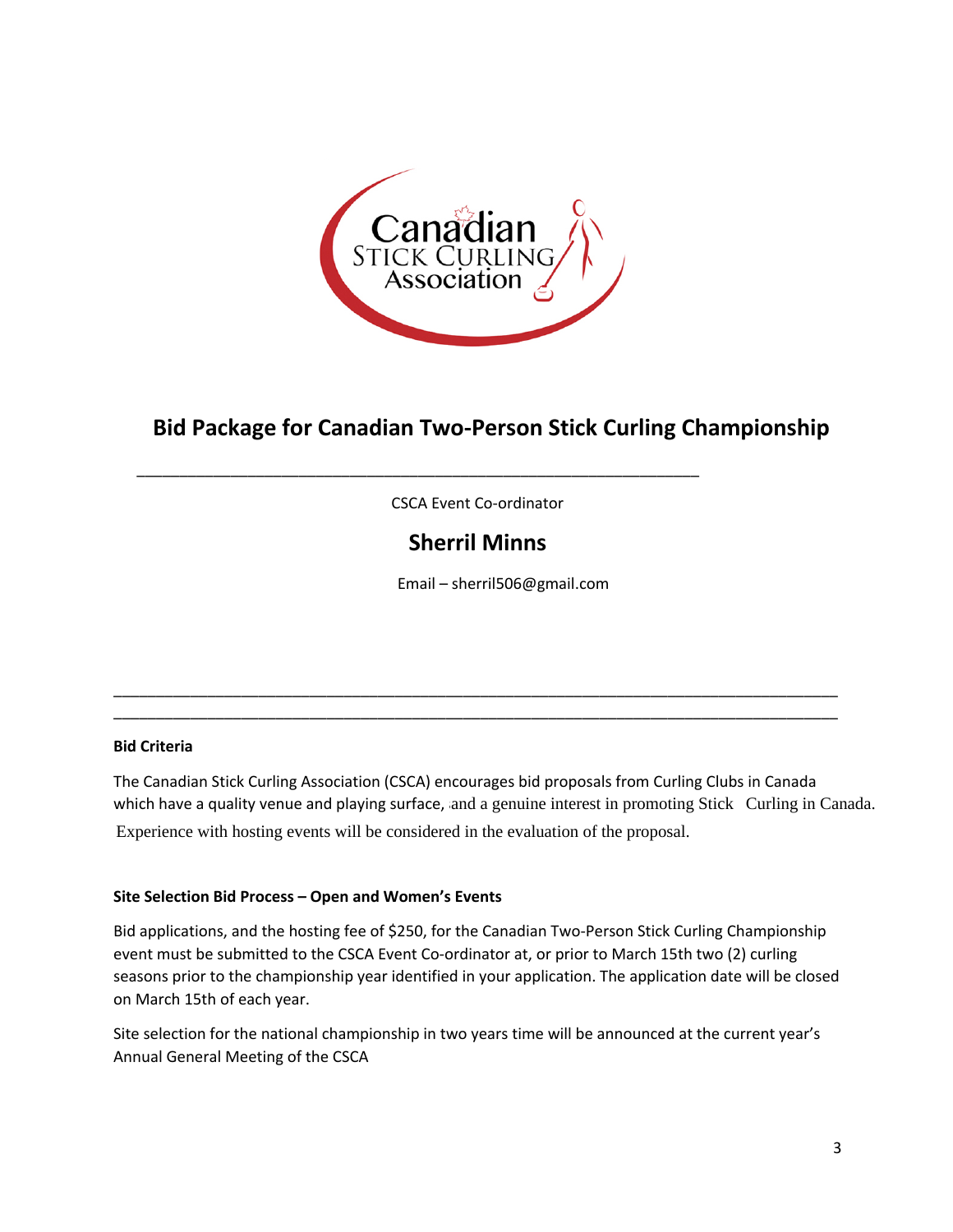# Bid Package for Canadian Two-Person Stick Curling Championship

CSCA Event Co-ordinator

## Sherril Minns

Email – sherril506@gmail.com

---

**Bid Criteria**

The Canadian Stick Curling Association (CSCA) encourages bid proposals from Curling Clubs in Canada which have a quality venue and playing surface, and a genuine interest in promoting Stick Curling in Canada. Experience with hosting events will be considered in the evaluation of the proposal.

**Site Selection Bid Process – Open and Women's Events**

Bid applications, and the hosting fee of $250, for the Canadian Two-Person Stick Curling Championship event must be submitted to the CSCA Event Co-ordinator at, or prior to March 15th two (2) curling seasons prior to the championship year identified in your application. The application date will be closed on March 15th of each year.

Site selection for the national championship in two years time will be announced at the current year's Annual General Meeting of the CSCA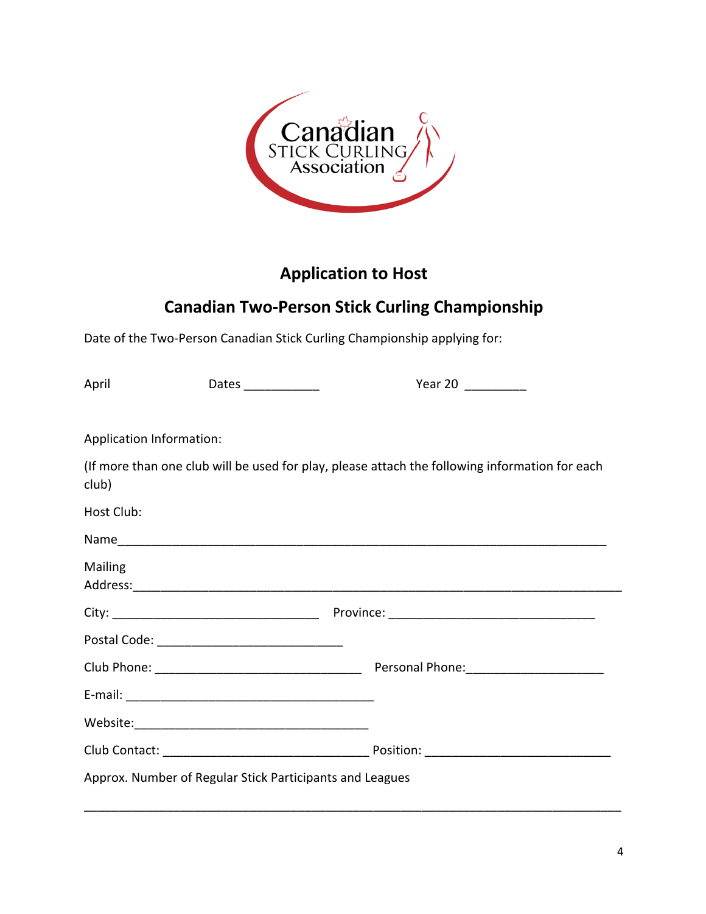Canadian Stick Curling Association

## Application to Host

## Canadian Two-Person Stick Curling Championship

Date of the Two-Person Canadian Stick Curling Championship applying for:

April Dates ___________ Year 20 _________

Application Information:

(If more than one club will be used for play, please attach the following information for each club)

Host Club:

Name_______________________________________________________________________

Mailing Address:______________________________________________________________________

City: ______________________________ Province: ______________________________

Postal Code: ___________________________

Club Phone: ______________________________ Personal Phone:____________________

E-mail: ____________________________________

Website:___________________________________

Club Contact: ______________________________ Position: ___________________________

Approx. Number of Regular Stick Participants and Leagues

_______________________________________________________________________________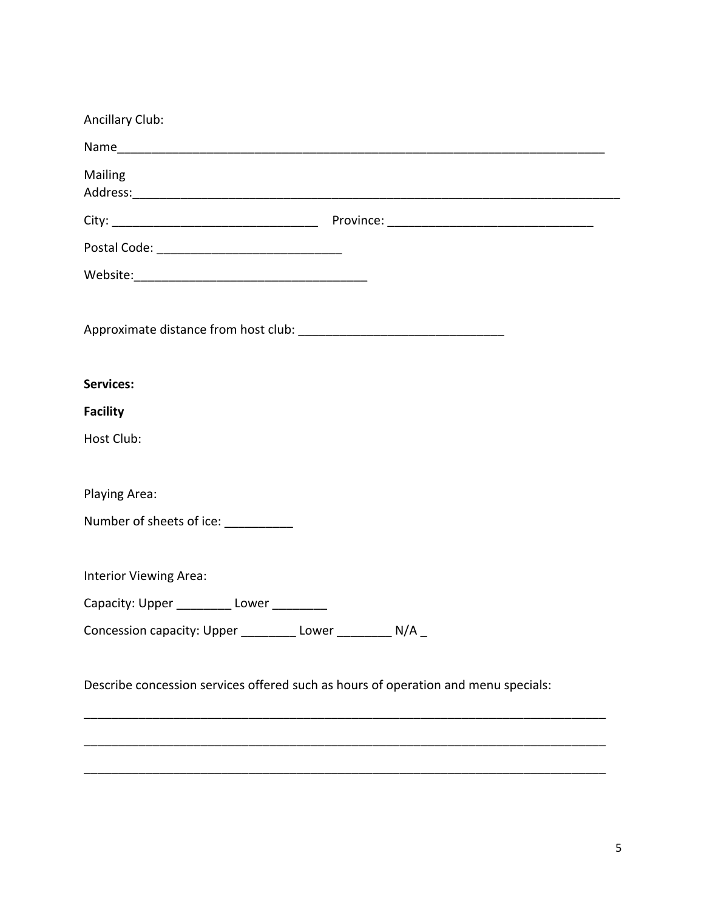Ancillary Club:

Name____________________________________________________________________________

Mailing Address:_________________________________________________________________________

City: ______________________________ Province: ______________________________

Postal Code: ___________________________

Website:__________________________________

Approximate distance from host club: ______________________________

**Services:**

**Facility**

Host Club:

Playing Area:

Number of sheets of ice: __________

Interior Viewing Area:

Capacity: Upper ________ Lower ________

Concession capacity: Upper ________ Lower ________ N/A _

Describe concession services offered such as hours of operation and menu specials:

_____________________________________________________________________________

_____________________________________________________________________________

_____________________________________________________________________________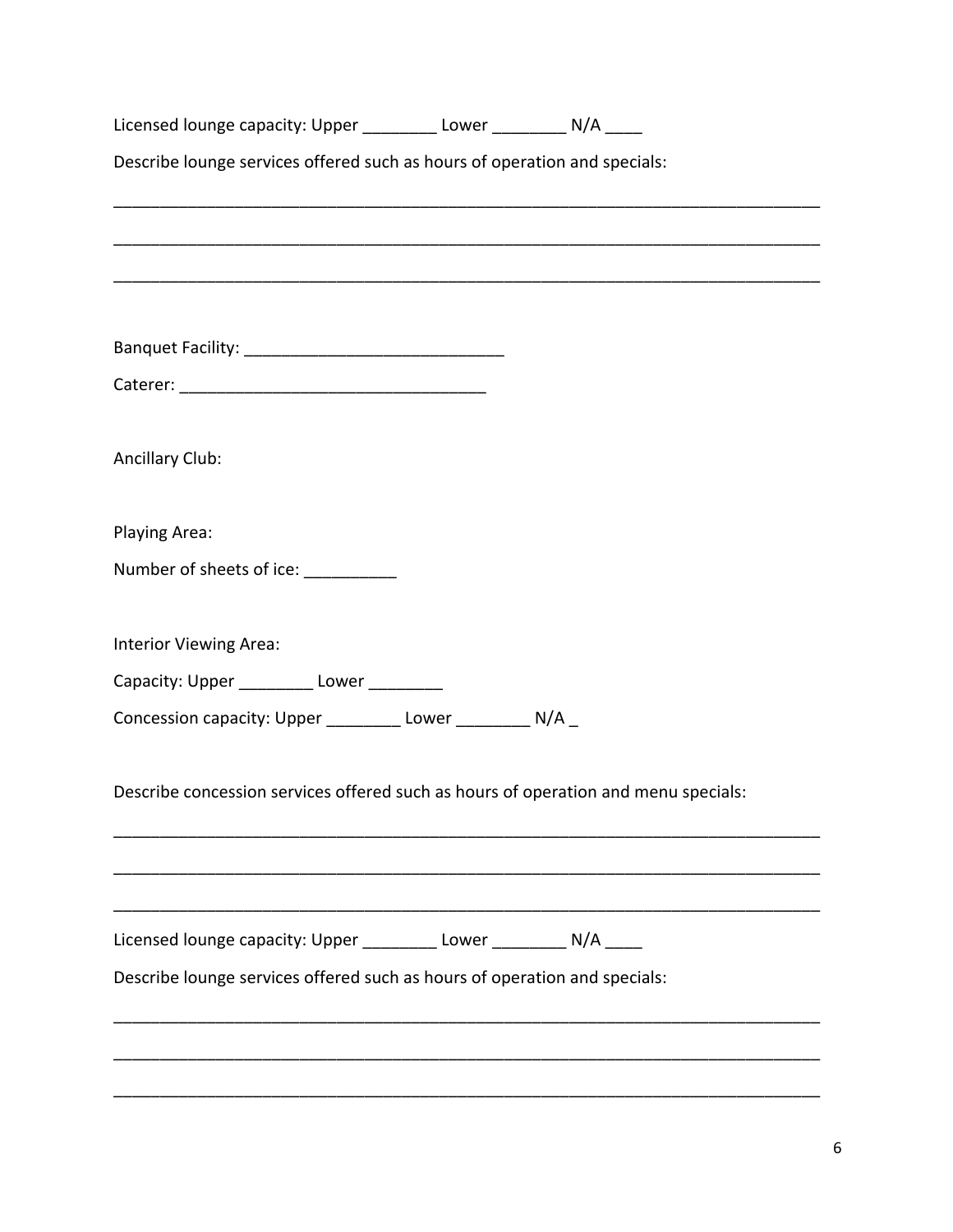Licensed lounge capacity: Upper ________ Lower ________ N/A ____

Describe lounge services offered such as hours of operation and specials:

_______________________________________________________________________________

_______________________________________________________________________________

_______________________________________________________________________________

Banquet Facility: ____________________________

Caterer: _________________________________

Ancillary Club:

Playing Area:

Number of sheets of ice: __________

Interior Viewing Area:

Capacity: Upper ________ Lower ________

Concession capacity: Upper ________ Lower ________ N/A _

Describe concession services offered such as hours of operation and menu specials:

_______________________________________________________________________________

_______________________________________________________________________________

_______________________________________________________________________________

Licensed lounge capacity: Upper ________ Lower ________ N/A ____

Describe lounge services offered such as hours of operation and specials:

_______________________________________________________________________________

_______________________________________________________________________________

_______________________________________________________________________________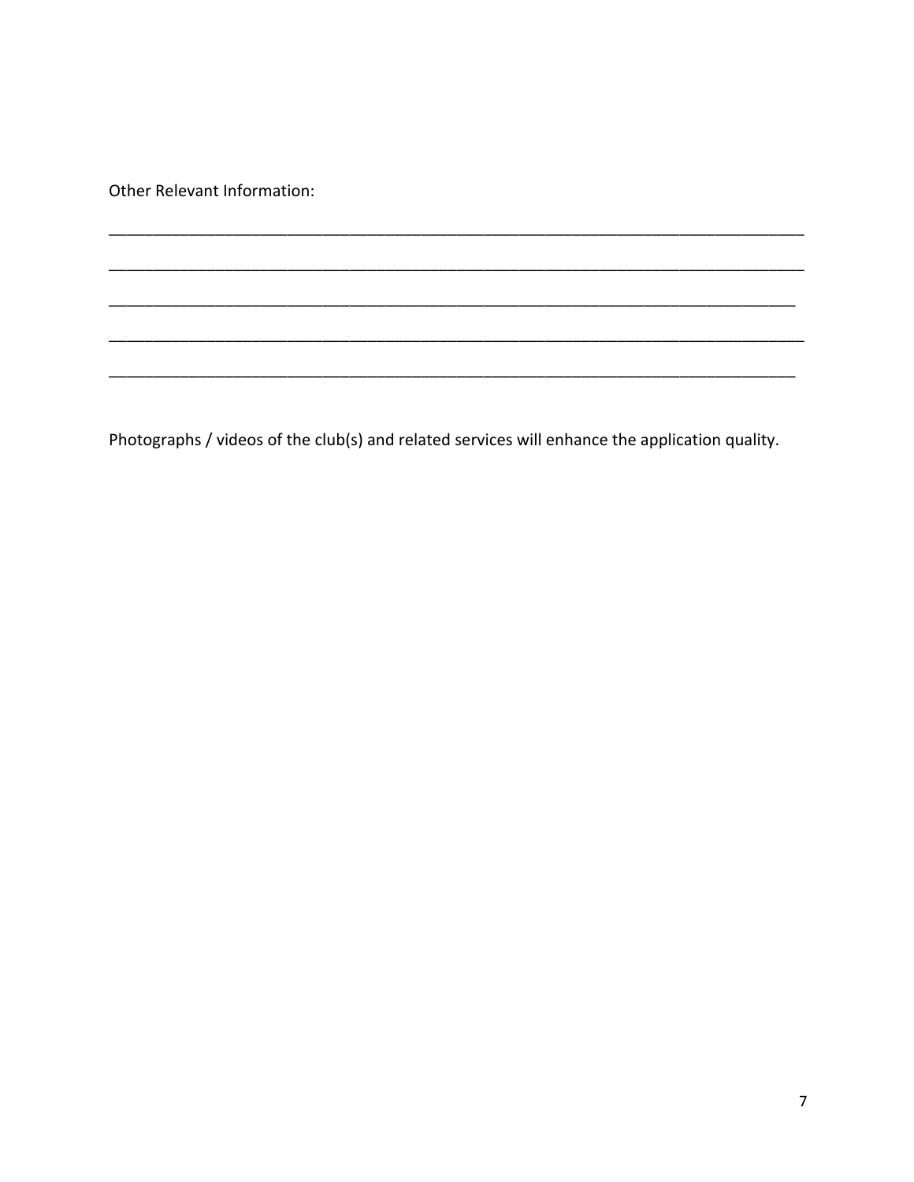Other Relevant Information:

\_\_\_\_\_\_\_\_\_\_\_\_\_\_\_\_\_\_\_\_\_\_\_\_\_\_\_\_\_\_\_\_\_\_\_\_\_\_\_\_\_\_\_\_\_\_\_\_\_\_\_\_\_\_\_\_\_\_\_\_\_\_\_\_\_\_\_\_\_\_\_\_\_\_\_\_

\_\_\_\_\_\_\_\_\_\_\_\_\_\_\_\_\_\_\_\_\_\_\_\_\_\_\_\_\_\_\_\_\_\_\_\_\_\_\_\_\_\_\_\_\_\_\_\_\_\_\_\_\_\_\_\_\_\_\_\_\_\_\_\_\_\_\_\_\_\_\_\_\_\_\_\_

\_\_\_\_\_\_\_\_\_\_\_\_\_\_\_\_\_\_\_\_\_\_\_\_\_\_\_\_\_\_\_\_\_\_\_\_\_\_\_\_\_\_\_\_\_\_\_\_\_\_\_\_\_\_\_\_\_\_\_\_\_\_\_\_\_\_\_\_\_\_\_\_\_\_\_

\_\_\_\_\_\_\_\_\_\_\_\_\_\_\_\_\_\_\_\_\_\_\_\_\_\_\_\_\_\_\_\_\_\_\_\_\_\_\_\_\_\_\_\_\_\_\_\_\_\_\_\_\_\_\_\_\_\_\_\_\_\_\_\_\_\_\_\_\_\_\_\_\_\_\_\_

\_\_\_\_\_\_\_\_\_\_\_\_\_\_\_\_\_\_\_\_\_\_\_\_\_\_\_\_\_\_\_\_\_\_\_\_\_\_\_\_\_\_\_\_\_\_\_\_\_\_\_\_\_\_\_\_\_\_\_\_\_\_\_\_\_\_\_\_\_\_\_\_\_\_\_

Photographs / videos of the club(s) and related services will enhance the application quality.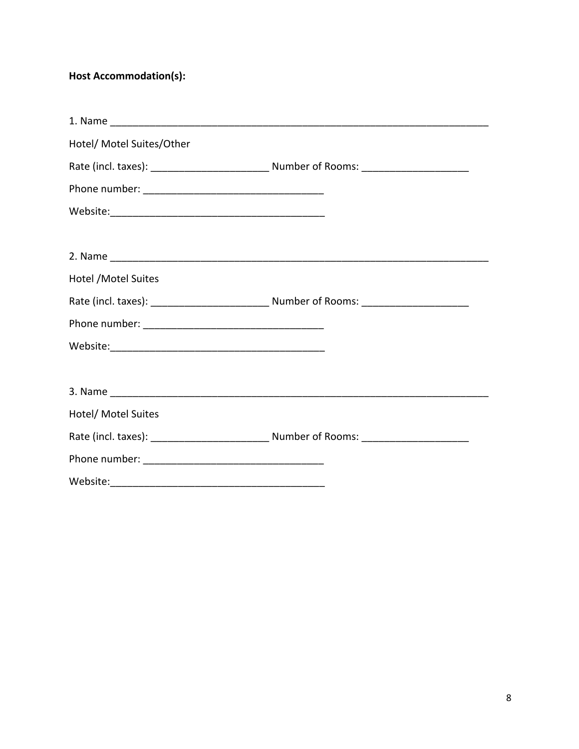**Host Accommodation(s):**

1. Name ______________________________________________________________________

Hotel/ Motel Suites/Other

Rate (incl. taxes): ____________________ Number of Rooms: __________________

Phone number: _____________________________

Website:___________________________________

2. Name ______________________________________________________________________

Hotel /Motel Suites

Rate (incl. taxes): ____________________ Number of Rooms: __________________

Phone number: _____________________________

Website:___________________________________

3. Name ______________________________________________________________________

Hotel/ Motel Suites

Rate (incl. taxes): ____________________ Number of Rooms: __________________

Phone number: _____________________________

Website:___________________________________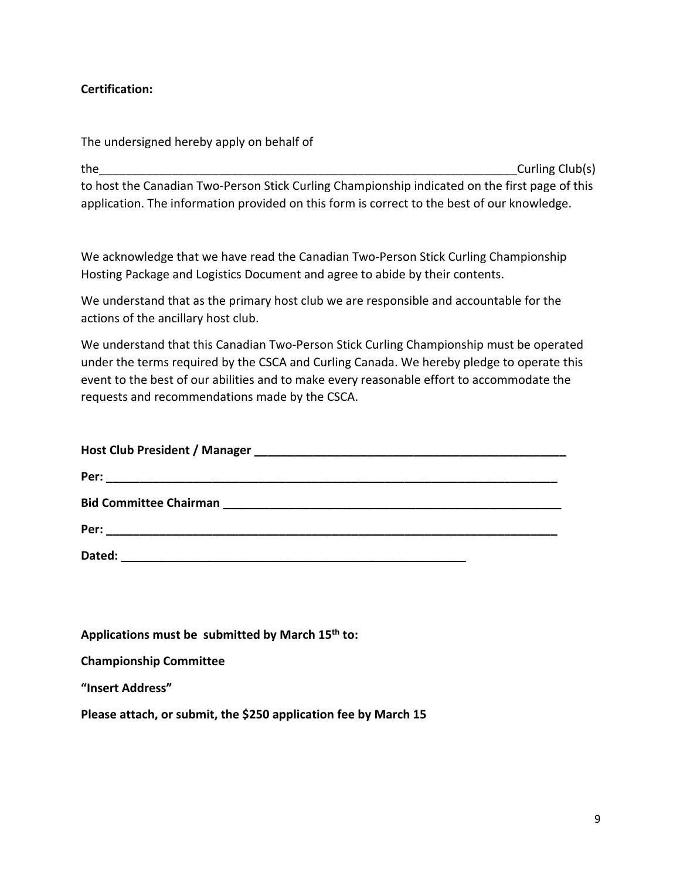**Certification:**

The undersigned hereby apply on behalf of

the_________________________________________________________________Curling Club(s) to host the Canadian Two-Person Stick Curling Championship indicated on the first page of this application. The information provided on this form is correct to the best of our knowledge.

We acknowledge that we have read the Canadian Two-Person Stick Curling Championship Hosting Package and Logistics Document and agree to abide by their contents.

We understand that as the primary host club we are responsible and accountable for the actions of the ancillary host club.

We understand that this Canadian Two-Person Stick Curling Championship must be operated under the terms required by the CSCA and Curling Canada. We hereby pledge to operate this event to the best of our abilities and to make every reasonable effort to accommodate the requests and recommendations made by the CSCA.

**Host Club President / Manager ________________________________________________**

**Per: ______________________________________________________________________**

**Bid Committee Chairman ____________________________________________________**

**Per: ______________________________________________________________________**

**Dated: ____________________________________________________**

**Applications must be submitted by March 15th to:**

**Championship Committee**

**"Insert Address"**

**Please attach, or submit, the $250 application fee by March 15**